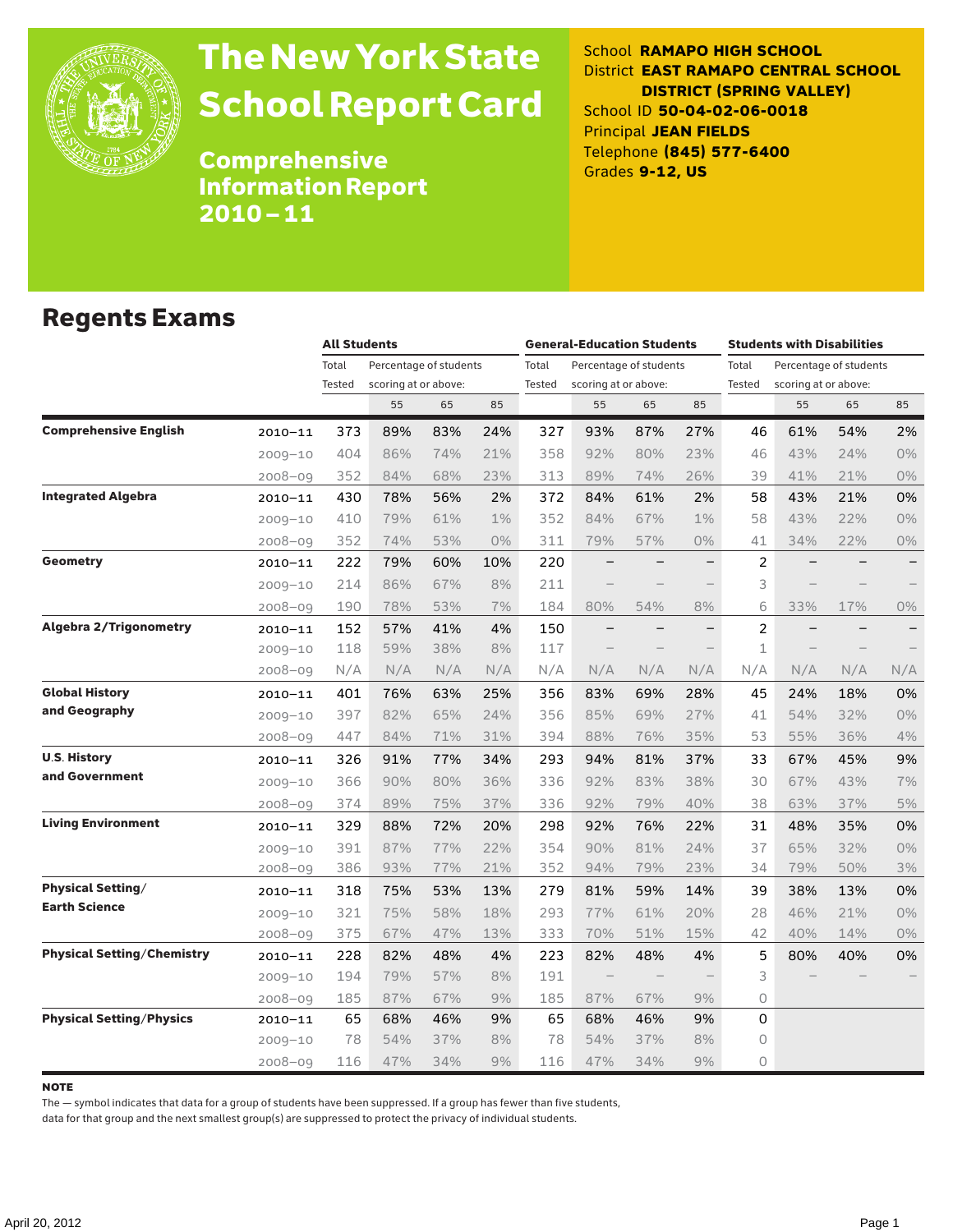# The New York State School Report Card

## Comprehensive Information Report 2010 – 11

School **RAMAPO HIGH SCHOOL**
District **EAST RAMAPO CENTRAL SCHOOL DISTRICT (SPRING VALLEY)**
School ID **50-04-02-06-0018**
Principal **JEAN FIELDS**
Telephone **(845) 577-6400**
Grades **9-12, US**

## Regents Exams

| | | All Students | | | | General-Education Students | | | | Students with Disabilities | | | |
|---|---|---|---|---|---|---|---|---|---|---|---|---|---|
| | | Total Tested | Percentage of students scoring at or above: | | | Total Tested | Percentage of students scoring at or above: | | | Total Tested | Percentage of students scoring at or above: | | |
| | | | 55 | 65 | 85 | | 55 | 65 | 85 | | 55 | 65 | 85 |
| **Comprehensive English** | 2010–11 | 373 | 89% | 83% | 24% | 327 | 93% | 87% | 27% | 46 | 61% | 54% | 2% |
| | 2009–10 | 404 | 86% | 74% | 21% | 358 | 92% | 80% | 23% | 46 | 43% | 24% | 0% |
| | 2008–09 | 352 | 84% | 68% | 23% | 313 | 89% | 74% | 26% | 39 | 41% | 21% | 0% |
| **Integrated Algebra** | 2010–11 | 430 | 78% | 56% | 2% | 372 | 84% | 61% | 2% | 58 | 43% | 21% | 0% |
| | 2009–10 | 410 | 79% | 61% | 1% | 352 | 84% | 67% | 1% | 58 | 43% | 22% | 0% |
| | 2008–09 | 352 | 74% | 53% | 0% | 311 | 79% | 57% | 0% | 41 | 34% | 22% | 0% |
| **Geometry** | 2010–11 | 222 | 79% | 60% | 10% | 220 | – | – | – | 2 | – | – | – |
| | 2009–10 | 214 | 86% | 67% | 8% | 211 | – | – | – | 3 | – | – | – |
| | 2008–09 | 190 | 78% | 53% | 7% | 184 | 80% | 54% | 8% | 6 | 33% | 17% | 0% |
| **Algebra 2/Trigonometry** | 2010–11 | 152 | 57% | 41% | 4% | 150 | – | – | – | 2 | – | – | – |
| | 2009–10 | 118 | 59% | 38% | 8% | 117 | – | – | – | 1 | – | – | – |
| | 2008–09 | N/A | N/A | N/A | N/A | N/A | N/A | N/A | N/A | N/A | N/A | N/A | N/A |
| **Global History and Geography** | 2010–11 | 401 | 76% | 63% | 25% | 356 | 83% | 69% | 28% | 45 | 24% | 18% | 0% |
| | 2009–10 | 397 | 82% | 65% | 24% | 356 | 85% | 69% | 27% | 41 | 54% | 32% | 0% |
| | 2008–09 | 447 | 84% | 71% | 31% | 394 | 88% | 76% | 35% | 53 | 55% | 36% | 4% |
| **U.S. History and Government** | 2010–11 | 326 | 91% | 77% | 34% | 293 | 94% | 81% | 37% | 33 | 67% | 45% | 9% |
| | 2009–10 | 366 | 90% | 80% | 36% | 336 | 92% | 83% | 38% | 30 | 67% | 43% | 7% |
| | 2008–09 | 374 | 89% | 75% | 37% | 336 | 92% | 79% | 40% | 38 | 63% | 37% | 5% |
| **Living Environment** | 2010–11 | 329 | 88% | 72% | 20% | 298 | 92% | 76% | 22% | 31 | 48% | 35% | 0% |
| | 2009–10 | 391 | 87% | 77% | 22% | 354 | 90% | 81% | 24% | 37 | 65% | 32% | 0% |
| | 2008–09 | 386 | 93% | 77% | 21% | 352 | 94% | 79% | 23% | 34 | 79% | 50% | 3% |
| **Physical Setting/Earth Science** | 2010–11 | 318 | 75% | 53% | 13% | 279 | 81% | 59% | 14% | 39 | 38% | 13% | 0% |
| | 2009–10 | 321 | 75% | 58% | 18% | 293 | 77% | 61% | 20% | 28 | 46% | 21% | 0% |
| | 2008–09 | 375 | 67% | 47% | 13% | 333 | 70% | 51% | 15% | 42 | 40% | 14% | 0% |
| **Physical Setting/Chemistry** | 2010–11 | 228 | 82% | 48% | 4% | 223 | 82% | 48% | 4% | 5 | 80% | 40% | 0% |
| | 2009–10 | 194 | 79% | 57% | 8% | 191 | – | – | – | 3 | – | – | – |
| | 2008–09 | 185 | 87% | 67% | 9% | 185 | 87% | 67% | 9% | 0 | | | |
| **Physical Setting/Physics** | 2010–11 | 65 | 68% | 46% | 9% | 65 | 68% | 46% | 9% | 0 | | | |
| | 2009–10 | 78 | 54% | 37% | 8% | 78 | 54% | 37% | 8% | 0 | | | |
| | 2008–09 | 116 | 47% | 34% | 9% | 116 | 47% | 34% | 9% | 0 | | | |

**NOTE**

The — symbol indicates that data for a group of students have been suppressed. If a group has fewer than five students, data for that group and the next smallest group(s) are suppressed to protect the privacy of individual students.

April 20, 2012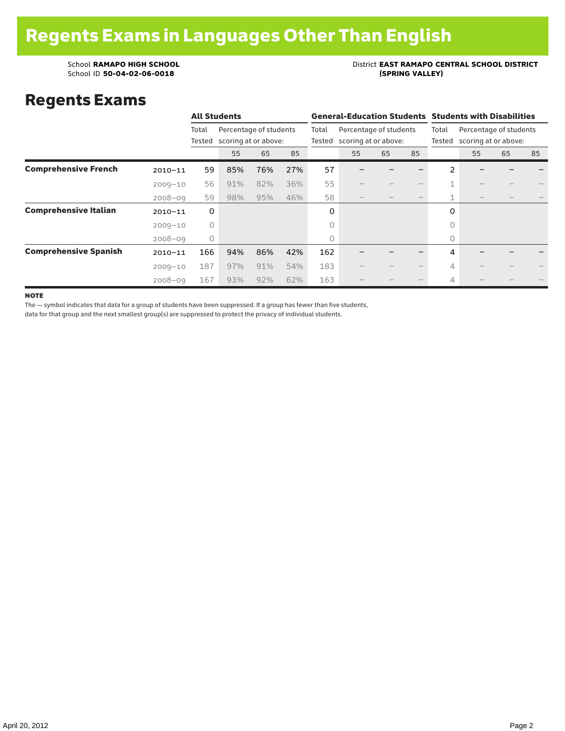# Regents Exams in Languages Other Than English

School **RAMAPO HIGH SCHOOL**
School ID **50-04-02-06-0018**

District **EAST RAMAPO CENTRAL SCHOOL DISTRICT (SPRING VALLEY)**

## Regents Exams

| | | All Students | | | | General-Education Students | | | | Students with Disabilities | | | |
|---|---|---|---|---|---|---|---|---|---|---|---|---|---|
| | | Total Tested | Percentage of students scoring at or above: | | | Total Tested | Percentage of students scoring at or above: | | | Total Tested | Percentage of students scoring at or above: | | |
| | | | 55 | 65 | 85 | | 55 | 65 | 85 | | 55 | 65 | 85 |
| **Comprehensive French** | 2010–11 | 59 | 85% | 76% | 27% | 57 | – | – | – | 2 | – | – | – |
| | 2009–10 | 56 | 91% | 82% | 36% | 55 | – | – | – | 1 | – | – | – |
| | 2008–09 | 59 | 98% | 95% | 46% | 58 | – | – | – | 1 | – | – | – |
| **Comprehensive Italian** | 2010–11 | 0 | | | | 0 | | | | 0 | | | |
| | 2009–10 | 0 | | | | 0 | | | | 0 | | | |
| | 2008–09 | 0 | | | | 0 | | | | 0 | | | |
| **Comprehensive Spanish** | 2010–11 | 166 | 94% | 86% | 42% | 162 | – | – | – | 4 | – | – | – |
| | 2009–10 | 187 | 97% | 91% | 54% | 183 | – | – | – | 4 | – | – | – |
| | 2008–09 | 167 | 93% | 92% | 62% | 163 | – | – | – | 4 | – | – | – |

**NOTE**

The — symbol indicates that data for a group of students have been suppressed. If a group has fewer than five students, data for that group and the next smallest group(s) are suppressed to protect the privacy of individual students.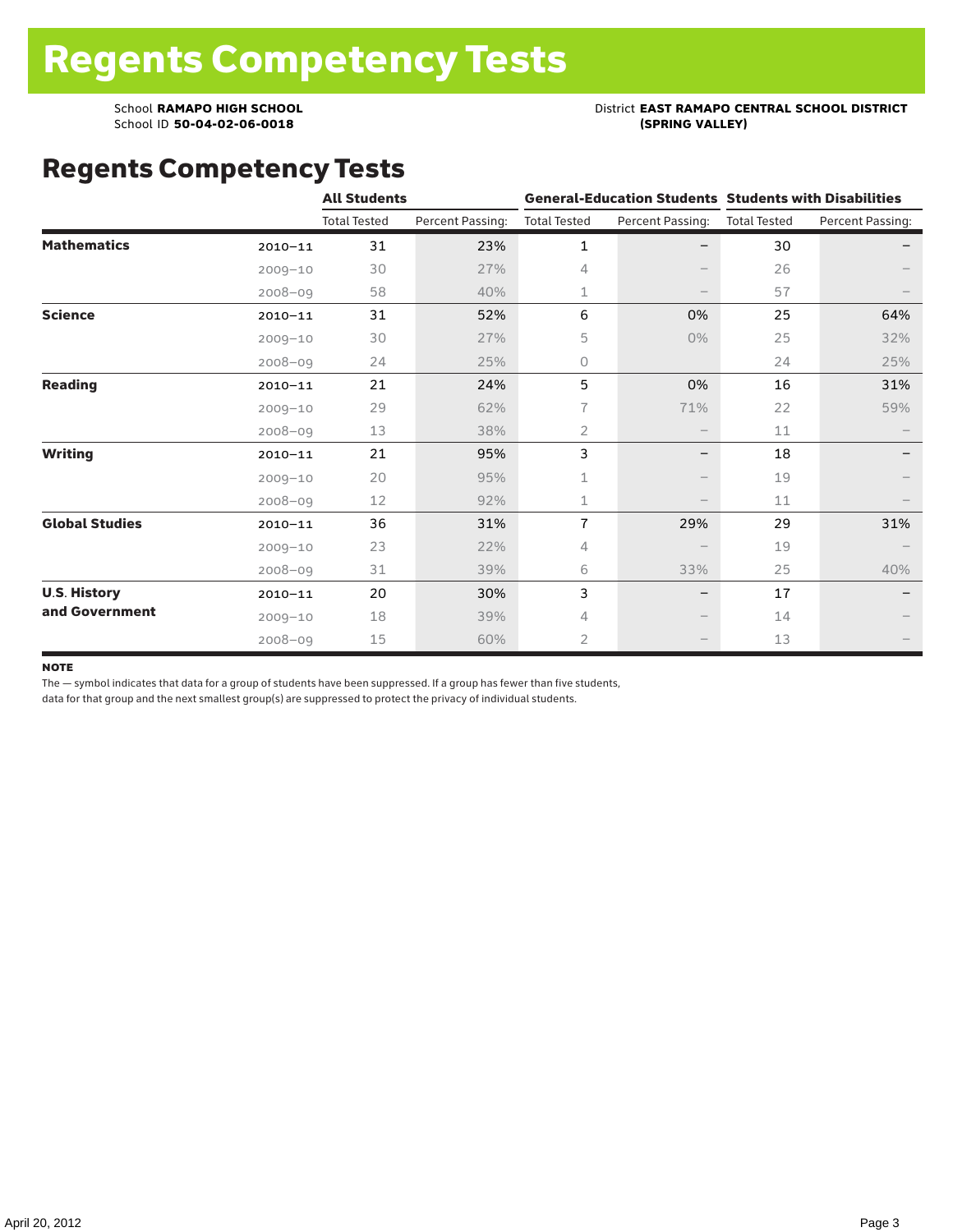# Regents Competency Tests

School **RAMAPO HIGH SCHOOL**
School ID **50-04-02-06-0018**

District **EAST RAMAPO CENTRAL SCHOOL DISTRICT (SPRING VALLEY)**

## Regents Competency Tests

| | | All Students | | General-Education Students | | Students with Disabilities | |
|---|---|---|---|---|---|---|---|
| | | Total Tested | Percent Passing: | Total Tested | Percent Passing: | Total Tested | Percent Passing: |
| **Mathematics** | 2010–11 | 31 | 23% | 1 | – | 30 | – |
| | 2009–10 | 30 | 27% | 4 | – | 26 | – |
| | 2008–09 | 58 | 40% | 1 | – | 57 | – |
| **Science** | 2010–11 | 31 | 52% | 6 | 0% | 25 | 64% |
| | 2009–10 | 30 | 27% | 5 | 0% | 25 | 32% |
| | 2008–09 | 24 | 25% | 0 | | 24 | 25% |
| **Reading** | 2010–11 | 21 | 24% | 5 | 0% | 16 | 31% |
| | 2009–10 | 29 | 62% | 7 | 71% | 22 | 59% |
| | 2008–09 | 13 | 38% | 2 | – | 11 | – |
| **Writing** | 2010–11 | 21 | 95% | 3 | – | 18 | – |
| | 2009–10 | 20 | 95% | 1 | – | 19 | – |
| | 2008–09 | 12 | 92% | 1 | – | 11 | – |
| **Global Studies** | 2010–11 | 36 | 31% | 7 | 29% | 29 | 31% |
| | 2009–10 | 23 | 22% | 4 | – | 19 | – |
| | 2008–09 | 31 | 39% | 6 | 33% | 25 | 40% |
| **U.S. History and Government** | 2010–11 | 20 | 30% | 3 | – | 17 | – |
| | 2009–10 | 18 | 39% | 4 | – | 14 | – |
| | 2008–09 | 15 | 60% | 2 | – | 13 | – |

**NOTE**

The — symbol indicates that data for a group of students have been suppressed. If a group has fewer than five students, data for that group and the next smallest group(s) are suppressed to protect the privacy of individual students.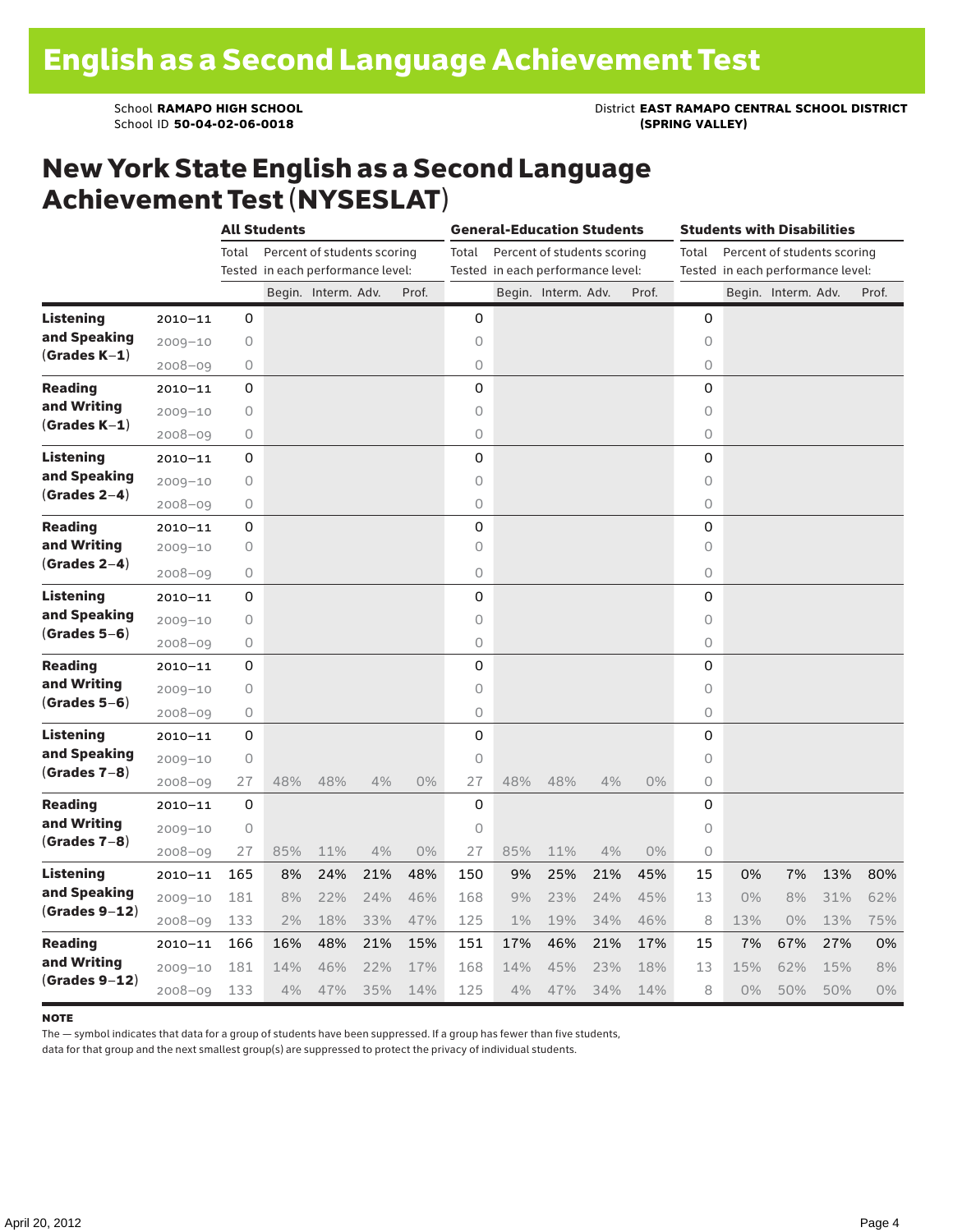# English as a Second Language Achievement Test

School **RAMAPO HIGH SCHOOL**
School ID **50-04-02-06-0018**

District **EAST RAMAPO CENTRAL SCHOOL DISTRICT (SPRING VALLEY)**

## New York State English as a Second Language Achievement Test (NYSESLAT)

| | | All Students | | | | | General-Education Students | | | | | Students with Disabilities | | | | |
|---|---|---|---|---|---|---|---|---|---|---|---|---|---|---|---|---|
| | | Total Tested | Percent of students scoring in each performance level: | | | | Total Tested | Percent of students scoring in each performance level: | | | | Total Tested | Percent of students scoring in each performance level: | | | |
| | | | Begin. | Interm. | Adv. | Prof. | | Begin. | Interm. | Adv. | Prof. | | Begin. | Interm. | Adv. | Prof. |
| **Listening and Speaking (Grades K–1)** | 2010–11 | 0 | | | | | 0 | | | | | 0 | | | | |
| | 2009–10 | 0 | | | | | 0 | | | | | 0 | | | | |
| | 2008–09 | 0 | | | | | 0 | | | | | 0 | | | | |
| **Reading and Writing (Grades K–1)** | 2010–11 | 0 | | | | | 0 | | | | | 0 | | | | |
| | 2009–10 | 0 | | | | | 0 | | | | | 0 | | | | |
| | 2008–09 | 0 | | | | | 0 | | | | | 0 | | | | |
| **Listening and Speaking (Grades 2–4)** | 2010–11 | 0 | | | | | 0 | | | | | 0 | | | | |
| | 2009–10 | 0 | | | | | 0 | | | | | 0 | | | | |
| | 2008–09 | 0 | | | | | 0 | | | | | 0 | | | | |
| **Reading and Writing (Grades 2–4)** | 2010–11 | 0 | | | | | 0 | | | | | 0 | | | | |
| | 2009–10 | 0 | | | | | 0 | | | | | 0 | | | | |
| | 2008–09 | 0 | | | | | 0 | | | | | 0 | | | | |
| **Listening and Speaking (Grades 5–6)** | 2010–11 | 0 | | | | | 0 | | | | | 0 | | | | |
| | 2009–10 | 0 | | | | | 0 | | | | | 0 | | | | |
| | 2008–09 | 0 | | | | | 0 | | | | | 0 | | | | |
| **Reading and Writing (Grades 5–6)** | 2010–11 | 0 | | | | | 0 | | | | | 0 | | | | |
| | 2009–10 | 0 | | | | | 0 | | | | | 0 | | | | |
| | 2008–09 | 0 | | | | | 0 | | | | | 0 | | | | |
| **Listening and Speaking (Grades 7–8)** | 2010–11 | 0 | | | | | 0 | | | | | 0 | | | | |
| | 2009–10 | 0 | | | | | 0 | | | | | 0 | | | | |
| | 2008–09 | 27 | 48% | 48% | 4% | 0% | 27 | 48% | 48% | 4% | 0% | 0 | | | | |
| **Reading and Writing (Grades 7–8)** | 2010–11 | 0 | | | | | 0 | | | | | 0 | | | | |
| | 2009–10 | 0 | | | | | 0 | | | | | 0 | | | | |
| | 2008–09 | 27 | 85% | 11% | 4% | 0% | 27 | 85% | 11% | 4% | 0% | 0 | | | | |
| **Listening and Speaking (Grades 9–12)** | 2010–11 | 165 | 8% | 24% | 21% | 48% | 150 | 9% | 25% | 21% | 45% | 15 | 0% | 7% | 13% | 80% |
| | 2009–10 | 181 | 8% | 22% | 24% | 46% | 168 | 9% | 23% | 24% | 45% | 13 | 0% | 8% | 31% | 62% |
| | 2008–09 | 133 | 2% | 18% | 33% | 47% | 125 | 1% | 19% | 34% | 46% | 8 | 13% | 0% | 13% | 75% |
| **Reading and Writing (Grades 9–12)** | 2010–11 | 166 | 16% | 48% | 21% | 15% | 151 | 17% | 46% | 21% | 17% | 15 | 7% | 67% | 27% | 0% |
| | 2009–10 | 181 | 14% | 46% | 22% | 17% | 168 | 14% | 45% | 23% | 18% | 13 | 15% | 62% | 15% | 8% |
| | 2008–09 | 133 | 4% | 47% | 35% | 14% | 125 | 4% | 47% | 34% | 14% | 8 | 0% | 50% | 50% | 0% |

**NOTE**

The — symbol indicates that data for a group of students have been suppressed. If a group has fewer than five students, data for that group and the next smallest group(s) are suppressed to protect the privacy of individual students.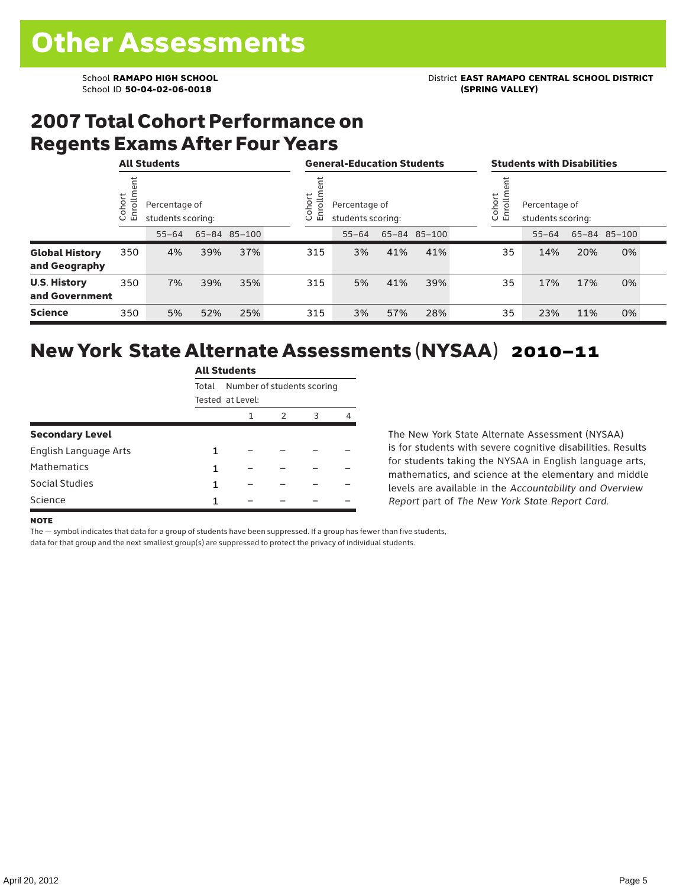# Other Assessments

School **RAMAPO HIGH SCHOOL**
School ID **50-04-02-06-0018**

District **EAST RAMAPO CENTRAL SCHOOL DISTRICT (SPRING VALLEY)**

## 2007 Total Cohort Performance on Regents Exams After Four Years

| | All Students | | | | General-Education Students | | | | Students with Disabilities | | | |
|---|---|---|---|---|---|---|---|---|---|---|---|---|
| | Cohort Enrollment | Percentage of students scoring: | | | Cohort Enrollment | Percentage of students scoring: | | | Cohort Enrollment | Percentage of students scoring: | | |
| | | 55–64 | 65–84 | 85–100 | | 55–64 | 65–84 | 85–100 | | 55–64 | 65–84 | 85–100 |
| **Global History and Geography** | 350 | 4% | 39% | 37% | 315 | 3% | 41% | 41% | 35 | 14% | 20% | 0% |
| **U.S. History and Government** | 350 | 7% | 39% | 35% | 315 | 5% | 41% | 39% | 35 | 17% | 17% | 0% |
| **Science** | 350 | 5% | 52% | 25% | 315 | 3% | 57% | 28% | 35 | 23% | 11% | 0% |

## New York State Alternate Assessments (NYSAA) 2010–11

| | All Students | | | | |
|---|---|---|---|---|---|
| | Total Tested | Number of students scoring at Level: | | | |
| | | 1 | 2 | 3 | 4 |
| **Secondary Level** | | | | | |
| English Language Arts | 1 | – | – | – | – |
| Mathematics | 1 | – | – | – | – |
| Social Studies | 1 | – | – | – | – |
| Science | 1 | – | – | – | – |

The New York State Alternate Assessment (NYSAA) is for students with severe cognitive disabilities. Results for students taking the NYSAA in English language arts, mathematics, and science at the elementary and middle levels are available in the *Accountability and Overview Report* part of *The New York State Report Card*.

**NOTE**

The — symbol indicates that data for a group of students have been suppressed. If a group has fewer than five students, data for that group and the next smallest group(s) are suppressed to protect the privacy of individual students.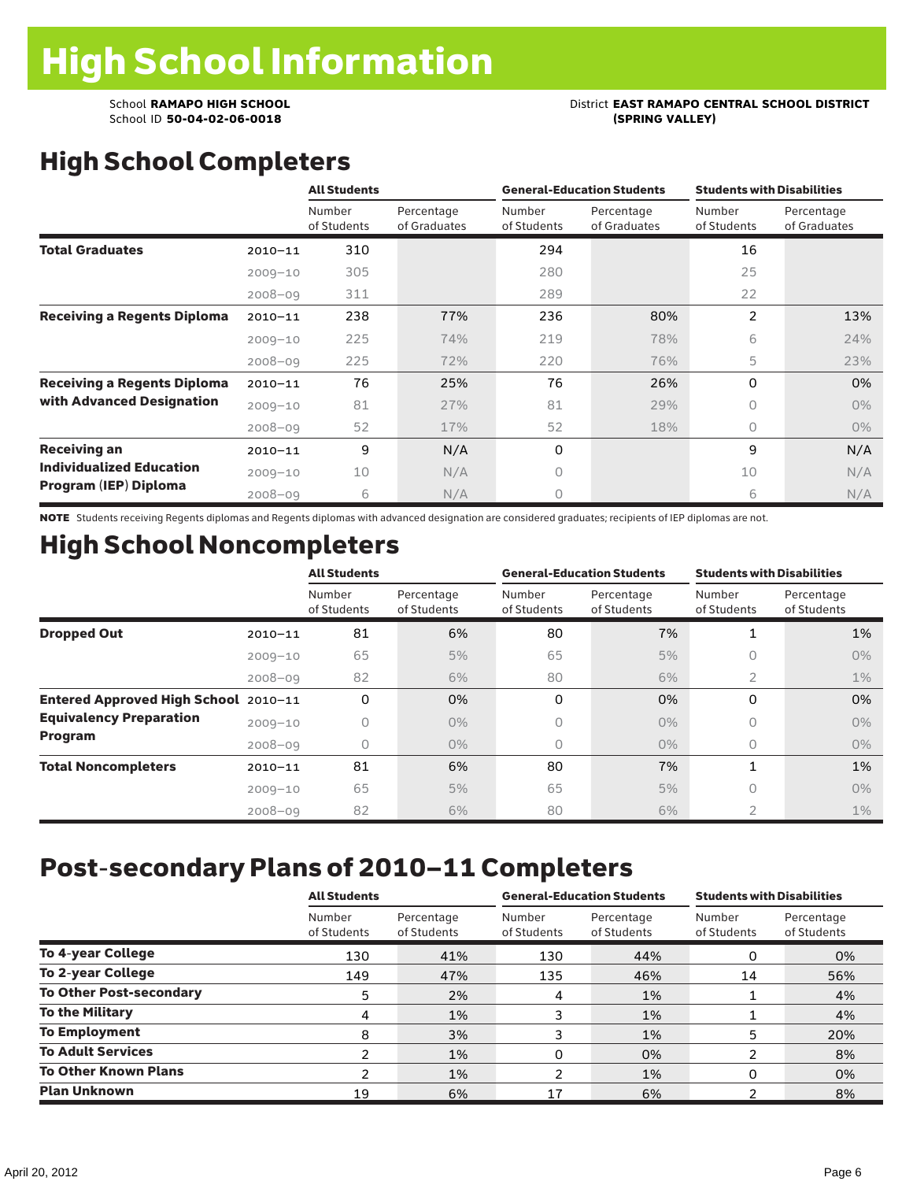# High School Information

School **RAMAPO HIGH SCHOOL**
School ID **50-04-02-06-0018**

District **EAST RAMAPO CENTRAL SCHOOL DISTRICT (SPRING VALLEY)**

## High School Completers

| | | All Students | | General-Education Students | | Students with Disabilities | |
|---|---|---|---|---|---|---|---|
| | | Number of Students | Percentage of Graduates | Number of Students | Percentage of Graduates | Number of Students | Percentage of Graduates |
| **Total Graduates** | 2010–11 | 310 | | 294 | | 16 | |
| | 2009–10 | 305 | | 280 | | 25 | |
| | 2008–09 | 311 | | 289 | | 22 | |
| **Receiving a Regents Diploma** | 2010–11 | 238 | 77% | 236 | 80% | 2 | 13% |
| | 2009–10 | 225 | 74% | 219 | 78% | 6 | 24% |
| | 2008–09 | 225 | 72% | 220 | 76% | 5 | 23% |
| **Receiving a Regents Diploma with Advanced Designation** | 2010–11 | 76 | 25% | 76 | 26% | 0 | 0% |
| | 2009–10 | 81 | 27% | 81 | 29% | 0 | 0% |
| | 2008–09 | 52 | 17% | 52 | 18% | 0 | 0% |
| **Receiving an Individualized Education Program (IEP) Diploma** | 2010–11 | 9 | N/A | 0 | | 9 | N/A |
| | 2009–10 | 10 | N/A | 0 | | 10 | N/A |
| | 2008–09 | 6 | N/A | 0 | | 6 | N/A |

**NOTE** Students receiving Regents diplomas and Regents diplomas with advanced designation are considered graduates; recipients of IEP diplomas are not.

## High School Noncompleters

| | | All Students | | General-Education Students | | Students with Disabilities | |
|---|---|---|---|---|---|---|---|
| | | Number of Students | Percentage of Students | Number of Students | Percentage of Students | Number of Students | Percentage of Students |
| **Dropped Out** | 2010–11 | 81 | 6% | 80 | 7% | 1 | 1% |
| | 2009–10 | 65 | 5% | 65 | 5% | 0 | 0% |
| | 2008–09 | 82 | 6% | 80 | 6% | 2 | 1% |
| **Entered Approved High School Equivalency Preparation Program** | 2010–11 | 0 | 0% | 0 | 0% | 0 | 0% |
| | 2009–10 | 0 | 0% | 0 | 0% | 0 | 0% |
| | 2008–09 | 0 | 0% | 0 | 0% | 0 | 0% |
| **Total Noncompleters** | 2010–11 | 81 | 6% | 80 | 7% | 1 | 1% |
| | 2009–10 | 65 | 5% | 65 | 5% | 0 | 0% |
| | 2008–09 | 82 | 6% | 80 | 6% | 2 | 1% |

## Post-secondary Plans of 2010–11 Completers

| | All Students | | General-Education Students | | Students with Disabilities | |
|---|---|---|---|---|---|---|
| | Number of Students | Percentage of Students | Number of Students | Percentage of Students | Number of Students | Percentage of Students |
| **To 4-year College** | 130 | 41% | 130 | 44% | 0 | 0% |
| **To 2-year College** | 149 | 47% | 135 | 46% | 14 | 56% |
| **To Other Post-secondary** | 5 | 2% | 4 | 1% | 1 | 4% |
| **To the Military** | 4 | 1% | 3 | 1% | 1 | 4% |
| **To Employment** | 8 | 3% | 3 | 1% | 5 | 20% |
| **To Adult Services** | 2 | 1% | 0 | 0% | 2 | 8% |
| **To Other Known Plans** | 2 | 1% | 2 | 1% | 0 | 0% |
| **Plan Unknown** | 19 | 6% | 17 | 6% | 2 | 8% |

April 20, 2012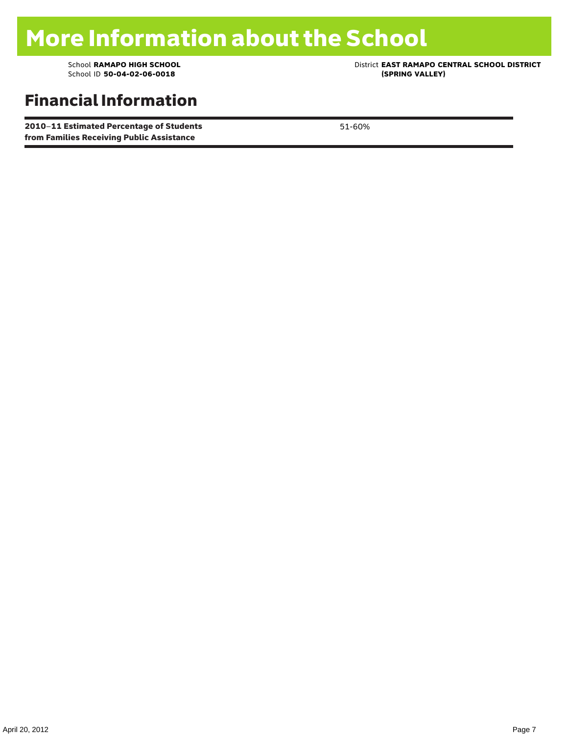# More Information about the School

School **RAMAPO HIGH SCHOOL**
School ID **50-04-02-06-0018**

District **EAST RAMAPO CENTRAL SCHOOL DISTRICT (SPRING VALLEY)**

## Financial Information

| | |
|---|---|
| **2010–11 Estimated Percentage of Students from Families Receiving Public Assistance** | 51-60% |